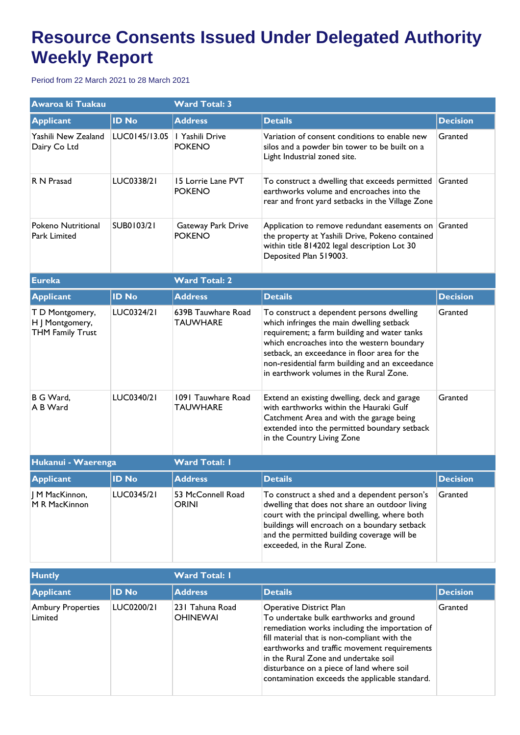# Resource Consents Issued Under Delegated Authority Weekly Report

Period from 22 March 2021 to 28 March 2021

| Awaroa ki Tuakau | | Ward Total: 3 | | |
|---|---|---|---|---|
| **Applicant** | **ID No** | **Address** | **Details** | **Decision** |
| Yashili New Zealand Dairy Co Ltd | LUC0145/13.05 | 1 Yashili Drive POKENO | Variation of consent conditions to enable new silos and a powder bin tower to be built on a Light Industrial zoned site. | Granted |
| R N Prasad | LUC0338/21 | 15 Lorrie Lane PVT POKENO | To construct a dwelling that exceeds permitted earthworks volume and encroaches into the rear and front yard setbacks in the Village Zone | Granted |
| Pokeno Nutritional Park Limited | SUB0103/21 | Gateway Park Drive POKENO | Application to remove redundant easements on the property at Yashili Drive, Pokeno contained within title 814202 legal description Lot 30 Deposited Plan 519003. | Granted |

| Eureka | | Ward Total: 2 | | |
|---|---|---|---|---|
| **Applicant** | **ID No** | **Address** | **Details** | **Decision** |
| T D Montgomery, H J Montgomery, THM Family Trust | LUC0324/21 | 639B Tauwhare Road TAUWHARE | To construct a dependent persons dwelling which infringes the main dwelling setback requirement; a farm building and water tanks which encroaches into the western boundary setback, an exceedance in floor area for the non-residential farm building and an exceedance in earthwork volumes in the Rural Zone. | Granted |
| B G Ward, A B Ward | LUC0340/21 | 1091 Tauwhare Road TAUWHARE | Extend an existing dwelling, deck and garage with earthworks within the Hauraki Gulf Catchment Area and with the garage being extended into the permitted boundary setback in the Country Living Zone | Granted |

| Hukanui - Waerenga | | Ward Total: 1 | | |
|---|---|---|---|---|
| **Applicant** | **ID No** | **Address** | **Details** | **Decision** |
| J M MacKinnon, M R MacKinnon | LUC0345/21 | 53 McConnell Road ORINI | To construct a shed and a dependent person's dwelling that does not share an outdoor living court with the principal dwelling, where both buildings will encroach on a boundary setback and the permitted building coverage will be exceeded, in the Rural Zone. | Granted |

| Huntly | | Ward Total: 1 | | |
|---|---|---|---|---|
| **Applicant** | **ID No** | **Address** | **Details** | **Decision** |
| Ambury Properties Limited | LUC0200/21 | 231 Tahuna Road OHINEWAI | Operative District Plan To undertake bulk earthworks and ground remediation works including the importation of fill material that is non-compliant with the earthworks and traffic movement requirements in the Rural Zone and undertake soil disturbance on a piece of land where soil contamination exceeds the applicable standard. | Granted |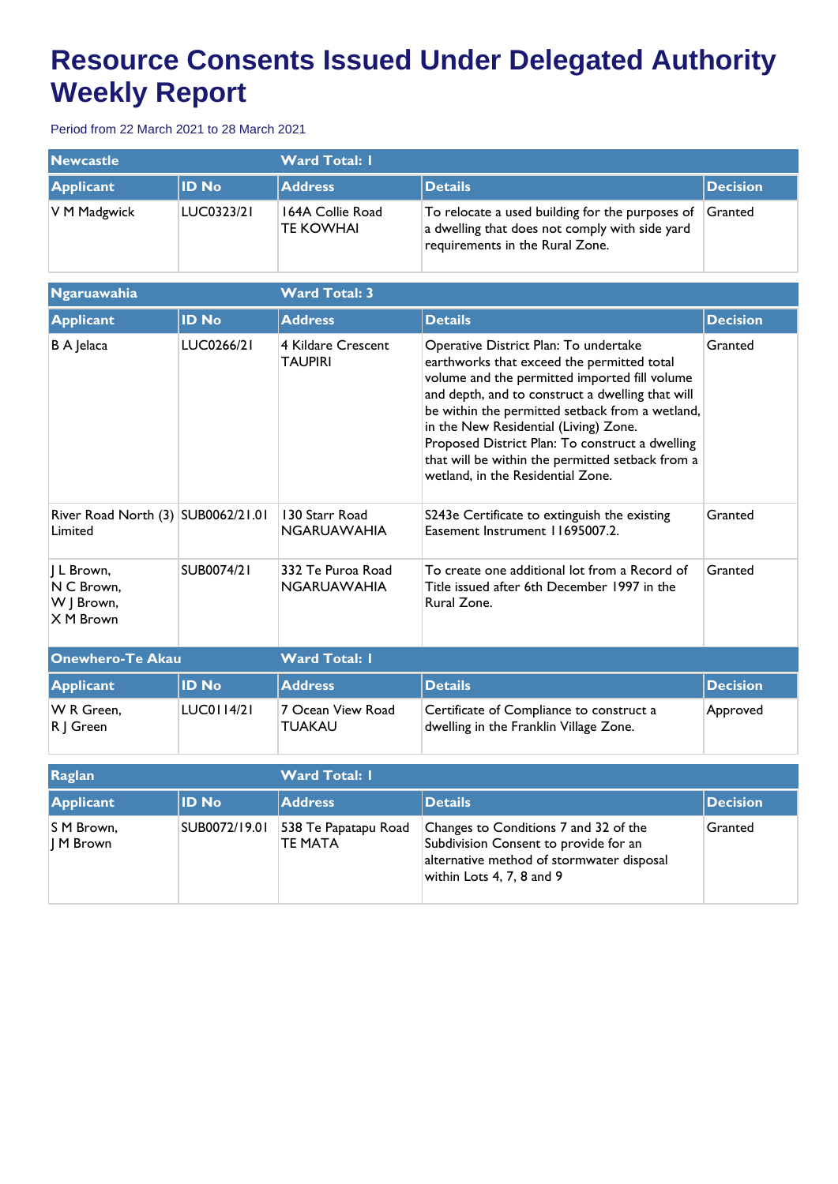# Resource Consents Issued Under Delegated Authority Weekly Report

Period from 22 March 2021 to 28 March 2021

| Newcastle | | Ward Total: 1 | | |
|---|---|---|---|---|
| **Applicant** | **ID No** | **Address** | **Details** | **Decision** |
| V M Madgwick | LUC0323/21 | 164A Collie Road TE KOWHAI | To relocate a used building for the purposes of a dwelling that does not comply with side yard requirements in the Rural Zone. | Granted |

| Ngaruawahia | | Ward Total: 3 | | |
|---|---|---|---|---|
| **Applicant** | **ID No** | **Address** | **Details** | **Decision** |
| B A Jelaca | LUC0266/21 | 4 Kildare Crescent TAUPIRI | Operative District Plan: To undertake earthworks that exceed the permitted total volume and the permitted imported fill volume and depth, and to construct a dwelling that will be within the permitted setback from a wetland, in the New Residential (Living) Zone. Proposed District Plan: To construct a dwelling that will be within the permitted setback from a wetland, in the Residential Zone. | Granted |
| River Road North (3) Limited | SUB0062/21.01 | 130 Starr Road NGARUAWAHIA | S243e Certificate to extinguish the existing Easement Instrument 11695007.2. | Granted |
| J L Brown, N C Brown, W J Brown, X M Brown | SUB0074/21 | 332 Te Puroa Road NGARUAWAHIA | To create one additional lot from a Record of Title issued after 6th December 1997 in the Rural Zone. | Granted |

| Onewhero-Te Akau | | Ward Total: 1 | | |
|---|---|---|---|---|
| **Applicant** | **ID No** | **Address** | **Details** | **Decision** |
| W R Green, R J Green | LUC0114/21 | 7 Ocean View Road TUAKAU | Certificate of Compliance to construct a dwelling in the Franklin Village Zone. | Approved |

| Raglan | | Ward Total: 1 | | |
|---|---|---|---|---|
| **Applicant** | **ID No** | **Address** | **Details** | **Decision** |
| S M Brown, J M Brown | SUB0072/19.01 | 538 Te Papatapu Road TE MATA | Changes to Conditions 7 and 32 of the Subdivision Consent to provide for an alternative method of stormwater disposal within Lots 4, 7, 8 and 9 | Granted |